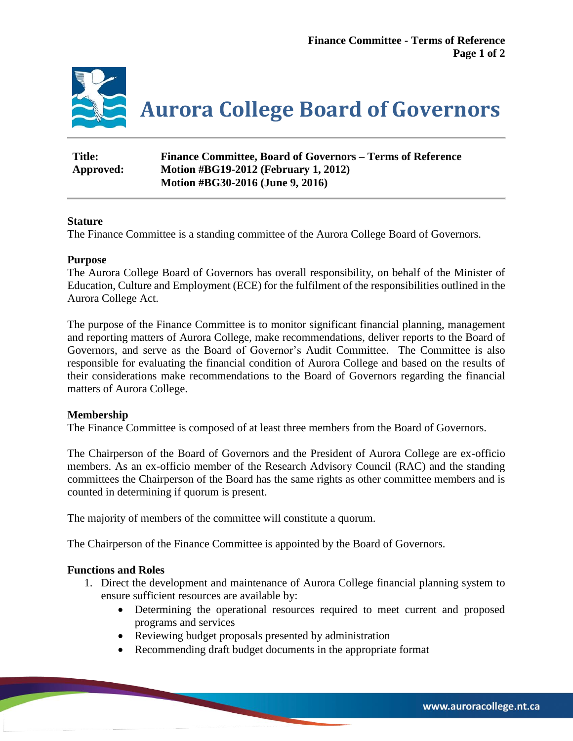# Aurora College Board of Governors

**Title:** Finance Committee, Board of Governors – Terms of Reference
**Approved:** Motion #BG19-2012 (February 1, 2012)
Motion #BG30-2016 (June 9, 2016)

## Stature

The Finance Committee is a standing committee of the Aurora College Board of Governors.

## Purpose

The Aurora College Board of Governors has overall responsibility, on behalf of the Minister of Education, Culture and Employment (ECE) for the fulfilment of the responsibilities outlined in the Aurora College Act.

The purpose of the Finance Committee is to monitor significant financial planning, management and reporting matters of Aurora College, make recommendations, deliver reports to the Board of Governors, and serve as the Board of Governor's Audit Committee. The Committee is also responsible for evaluating the financial condition of Aurora College and based on the results of their considerations make recommendations to the Board of Governors regarding the financial matters of Aurora College.

## Membership

The Finance Committee is composed of at least three members from the Board of Governors.

The Chairperson of the Board of Governors and the President of Aurora College are ex-officio members. As an ex-officio member of the Research Advisory Council (RAC) and the standing committees the Chairperson of the Board has the same rights as other committee members and is counted in determining if quorum is present.

The majority of members of the committee will constitute a quorum.

The Chairperson of the Finance Committee is appointed by the Board of Governors.

## Functions and Roles

1. Direct the development and maintenance of Aurora College financial planning system to ensure sufficient resources are available by:
   - Determining the operational resources required to meet current and proposed programs and services
   - Reviewing budget proposals presented by administration
   - Recommending draft budget documents in the appropriate format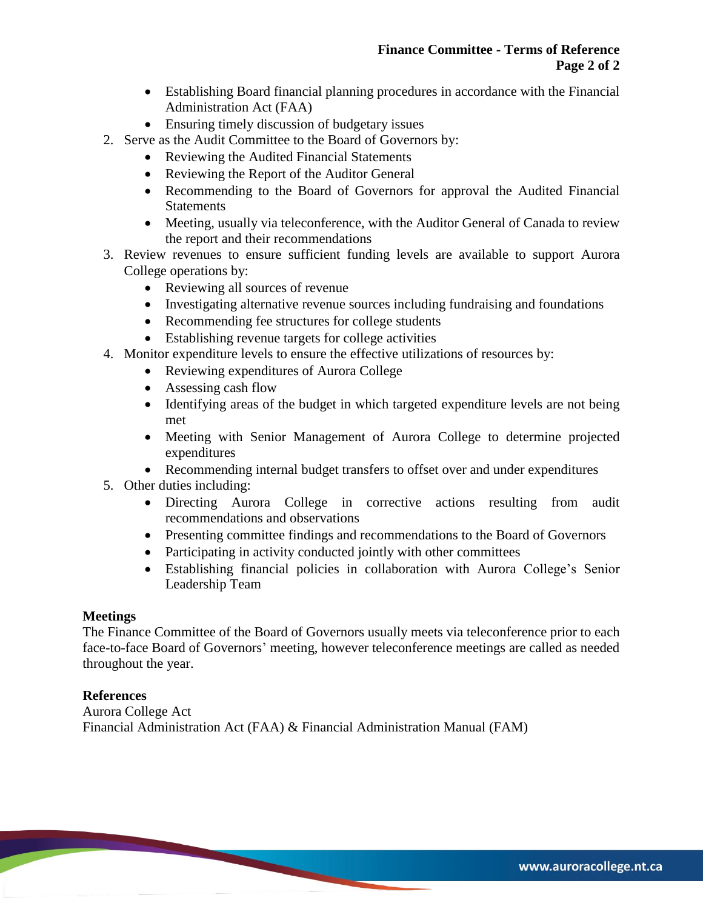- Establishing Board financial planning procedures in accordance with the Financial Administration Act (FAA)
- Ensuring timely discussion of budgetary issues

2. Serve as the Audit Committee to the Board of Governors by:
   - Reviewing the Audited Financial Statements
   - Reviewing the Report of the Auditor General
   - Recommending to the Board of Governors for approval the Audited Financial Statements
   - Meeting, usually via teleconference, with the Auditor General of Canada to review the report and their recommendations
3. Review revenues to ensure sufficient funding levels are available to support Aurora College operations by:
   - Reviewing all sources of revenue
   - Investigating alternative revenue sources including fundraising and foundations
   - Recommending fee structures for college students
   - Establishing revenue targets for college activities
4. Monitor expenditure levels to ensure the effective utilizations of resources by:
   - Reviewing expenditures of Aurora College
   - Assessing cash flow
   - Identifying areas of the budget in which targeted expenditure levels are not being met
   - Meeting with Senior Management of Aurora College to determine projected expenditures
   - Recommending internal budget transfers to offset over and under expenditures
5. Other duties including:
   - Directing Aurora College in corrective actions resulting from audit recommendations and observations
   - Presenting committee findings and recommendations to the Board of Governors
   - Participating in activity conducted jointly with other committees
   - Establishing financial policies in collaboration with Aurora College's Senior Leadership Team

**Meetings**

The Finance Committee of the Board of Governors usually meets via teleconference prior to each face-to-face Board of Governors' meeting, however teleconference meetings are called as needed throughout the year.

**References**

Aurora College Act
Financial Administration Act (FAA) & Financial Administration Manual (FAM)